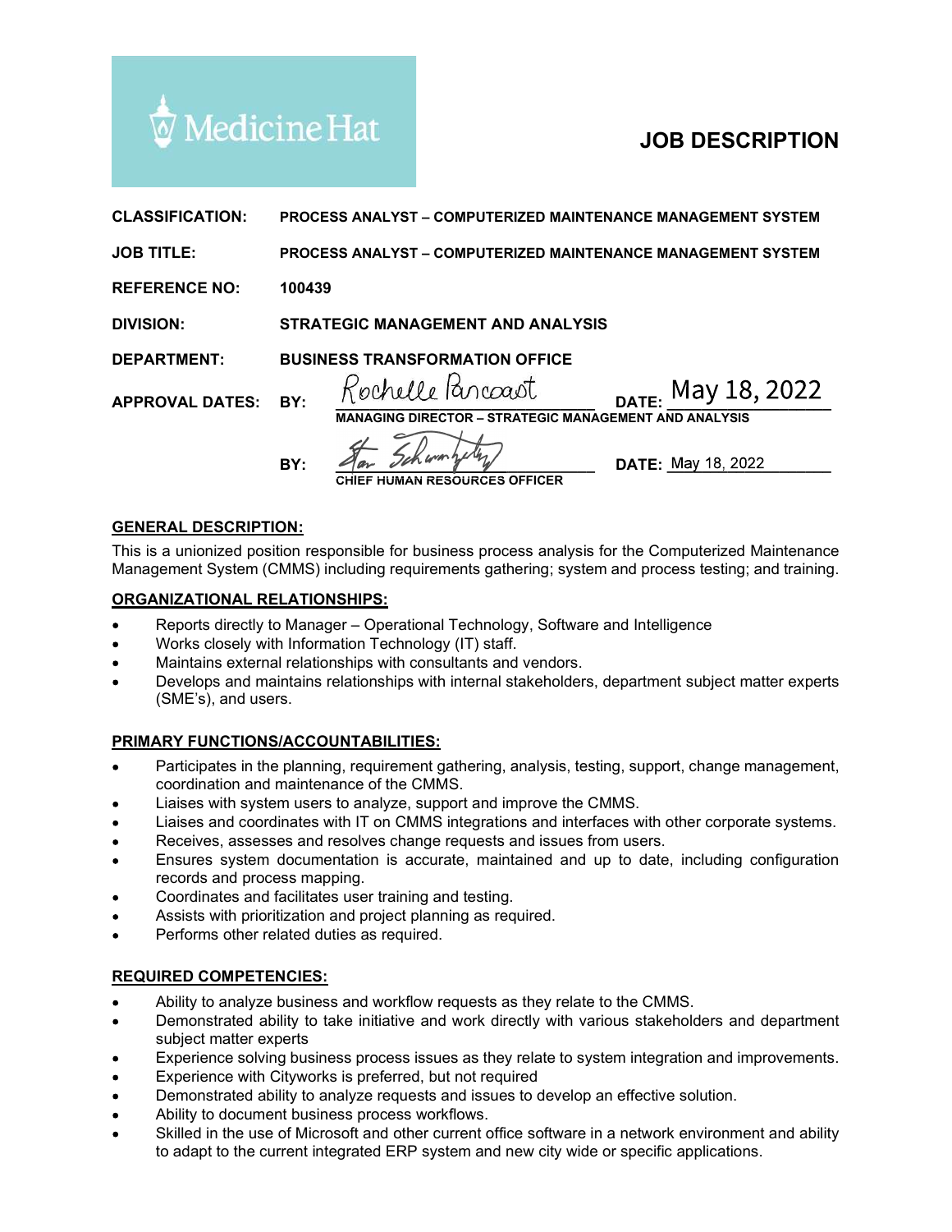Medicine Hat

# JOB DESCRIPTION

**CLASSIFICATION:** PROCESS ANALYST – COMPUTERIZED MAINTENANCE MANAGEMENT SYSTEM

**JOB TITLE:** PROCESS ANALYST – COMPUTERIZED MAINTENANCE MANAGEMENT SYSTEM

**REFERENCE NO:** 100439

**DIVISION:** STRATEGIC MANAGEMENT AND ANALYSIS

**DEPARTMENT:** BUSINESS TRANSFORMATION OFFICE

**APPROVAL DATES:** BY: Rochelle Pancoast DATE: May 18, 2022
MANAGING DIRECTOR – STRATEGIC MANAGEMENT AND ANALYSIS

BY: Stan Schwartzenberger DATE: May 18, 2022
CHIEF HUMAN RESOURCES OFFICER

## GENERAL DESCRIPTION:

This is a unionized position responsible for business process analysis for the Computerized Maintenance Management System (CMMS) including requirements gathering; system and process testing; and training.

## ORGANIZATIONAL RELATIONSHIPS:

- Reports directly to Manager – Operational Technology, Software and Intelligence
- Works closely with Information Technology (IT) staff.
- Maintains external relationships with consultants and vendors.
- Develops and maintains relationships with internal stakeholders, department subject matter experts (SME's), and users.

## PRIMARY FUNCTIONS/ACCOUNTABILITIES:

- Participates in the planning, requirement gathering, analysis, testing, support, change management, coordination and maintenance of the CMMS.
- Liaises with system users to analyze, support and improve the CMMS.
- Liaises and coordinates with IT on CMMS integrations and interfaces with other corporate systems.
- Receives, assesses and resolves change requests and issues from users.
- Ensures system documentation is accurate, maintained and up to date, including configuration records and process mapping.
- Coordinates and facilitates user training and testing.
- Assists with prioritization and project planning as required.
- Performs other related duties as required.

## REQUIRED COMPETENCIES:

- Ability to analyze business and workflow requests as they relate to the CMMS.
- Demonstrated ability to take initiative and work directly with various stakeholders and department subject matter experts
- Experience solving business process issues as they relate to system integration and improvements.
- Experience with Cityworks is preferred, but not required
- Demonstrated ability to analyze requests and issues to develop an effective solution.
- Ability to document business process workflows.
- Skilled in the use of Microsoft and other current office software in a network environment and ability to adapt to the current integrated ERP system and new city wide or specific applications.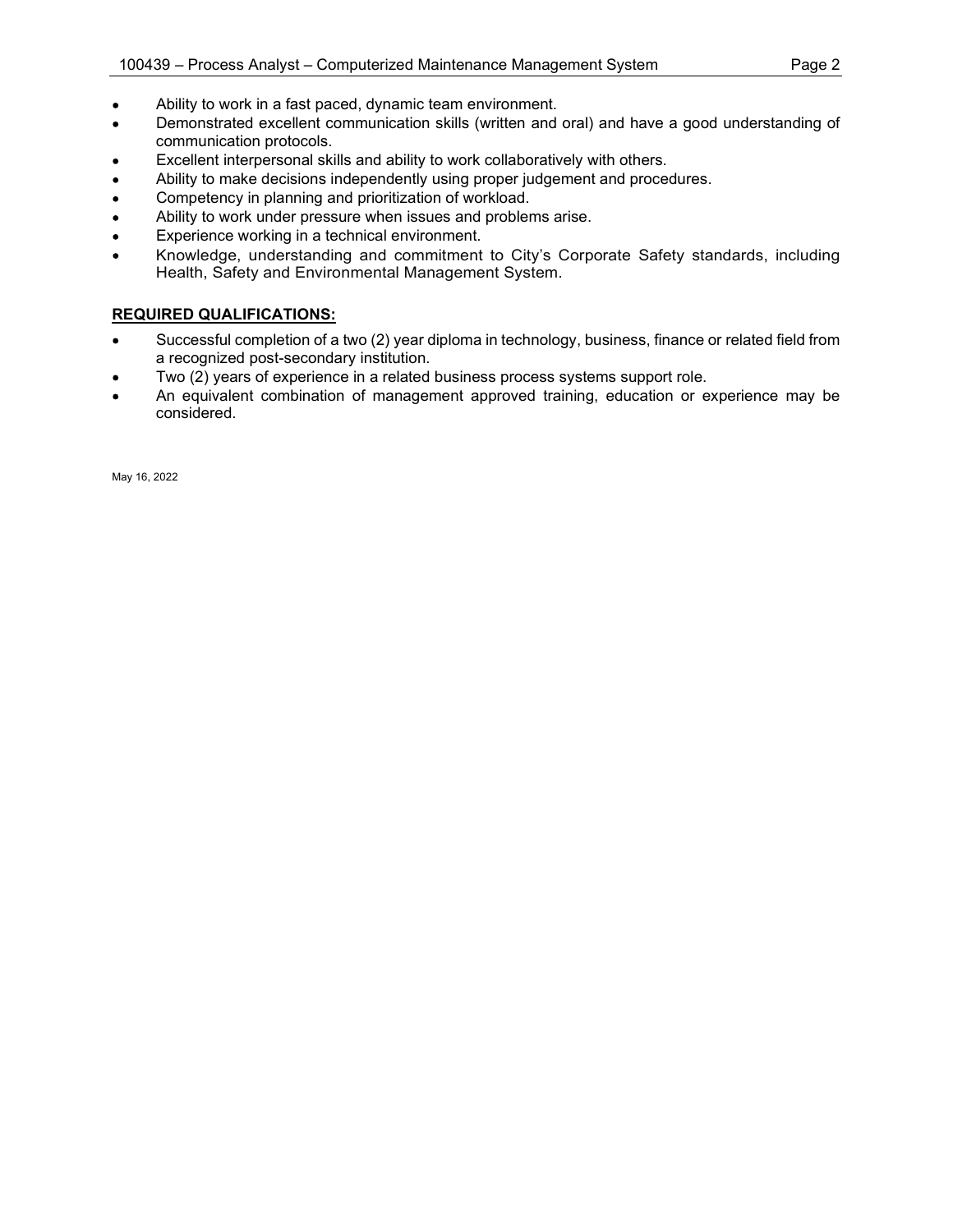- Ability to work in a fast paced, dynamic team environment.
- Demonstrated excellent communication skills (written and oral) and have a good understanding of communication protocols.
- Excellent interpersonal skills and ability to work collaboratively with others.
- Ability to make decisions independently using proper judgement and procedures.
- Competency in planning and prioritization of workload.
- Ability to work under pressure when issues and problems arise.
- Experience working in a technical environment.
- Knowledge, understanding and commitment to City's Corporate Safety standards, including Health, Safety and Environmental Management System.

**REQUIRED QUALIFICATIONS:**

- Successful completion of a two (2) year diploma in technology, business, finance or related field from a recognized post-secondary institution.
- Two (2) years of experience in a related business process systems support role.
- An equivalent combination of management approved training, education or experience may be considered.

May 16, 2022